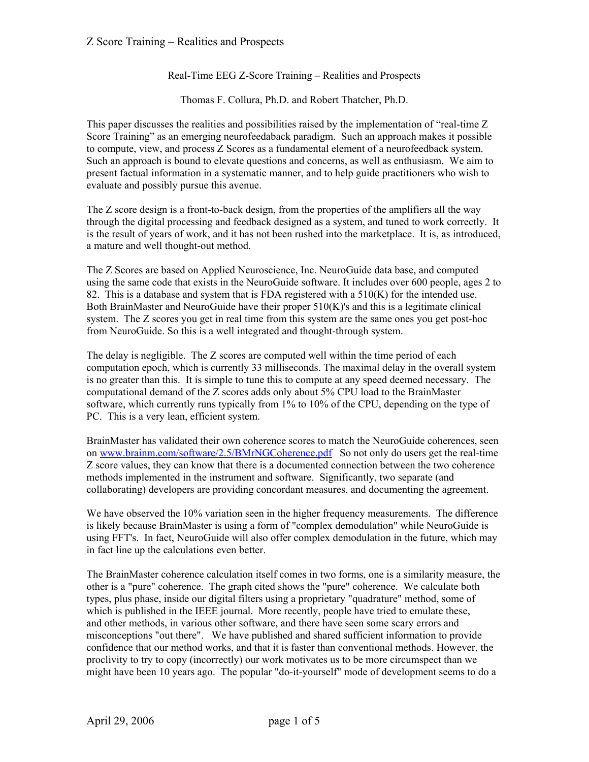Real-Time EEG Z-Score Training – Realities and Prospects

Thomas F. Collura, Ph.D. and Robert Thatcher, Ph.D.

This paper discusses the realities and possibilities raised by the implementation of "real-time Z Score Training" as an emerging neurofeedaback paradigm. Such an approach makes it possible to compute, view, and process Z Scores as a fundamental element of a neurofeedback system. Such an approach is bound to elevate questions and concerns, as well as enthusiasm. We aim to present factual information in a systematic manner, and to help guide practitioners who wish to evaluate and possibly pursue this avenue.

The Z score design is a front-to-back design, from the properties of the amplifiers all the way through the digital processing and feedback designed as a system, and tuned to work correctly. It is the result of years of work, and it has not been rushed into the marketplace. It is, as introduced, a mature and well thought-out method.

The Z Scores are based on Applied Neuroscience, Inc. NeuroGuide data base, and computed using the same code that exists in the NeuroGuide software. It includes over 600 people, ages 2 to 82. This is a database and system that is FDA registered with a 510(K) for the intended use. Both BrainMaster and NeuroGuide have their proper 510(K)'s and this is a legitimate clinical system. The Z scores you get in real time from this system are the same ones you get post-hoc from NeuroGuide. So this is a well integrated and thought-through system.

The delay is negligible. The Z scores are computed well within the time period of each computation epoch, which is currently 33 milliseconds. The maximal delay in the overall system is no greater than this. It is simple to tune this to compute at any speed deemed necessary. The computational demand of the Z scores adds only about 5% CPU load to the BrainMaster software, which currently runs typically from 1% to 10% of the CPU, depending on the type of PC. This is a very lean, efficient system.

BrainMaster has validated their own coherence scores to match the NeuroGuide coherences, seen on [www.brainm.com/software/2.5/BMrNGCoherence.pdf](www.brainm.com/software/2.5/BMrNGCoherence.pdf) So not only do users get the real-time Z score values, they can know that there is a documented connection between the two coherence methods implemented in the instrument and software. Significantly, two separate (and collaborating) developers are providing concordant measures, and documenting the agreement.

We have observed the 10% variation seen in the higher frequency measurements. The difference is likely because BrainMaster is using a form of "complex demodulation" while NeuroGuide is using FFT's. In fact, NeuroGuide will also offer complex demodulation in the future, which may in fact line up the calculations even better.

The BrainMaster coherence calculation itself comes in two forms, one is a similarity measure, the other is a "pure" coherence. The graph cited shows the "pure" coherence. We calculate both types, plus phase, inside our digital filters using a proprietary "quadrature" method, some of which is published in the IEEE journal. More recently, people have tried to emulate these, and other methods, in various other software, and there have seen some scary errors and misconceptions "out there". We have published and shared sufficient information to provide confidence that our method works, and that it is faster than conventional methods. However, the proclivity to try to copy (incorrectly) our work motivates us to be more circumspect than we might have been 10 years ago. The popular "do-it-yourself" mode of development seems to do a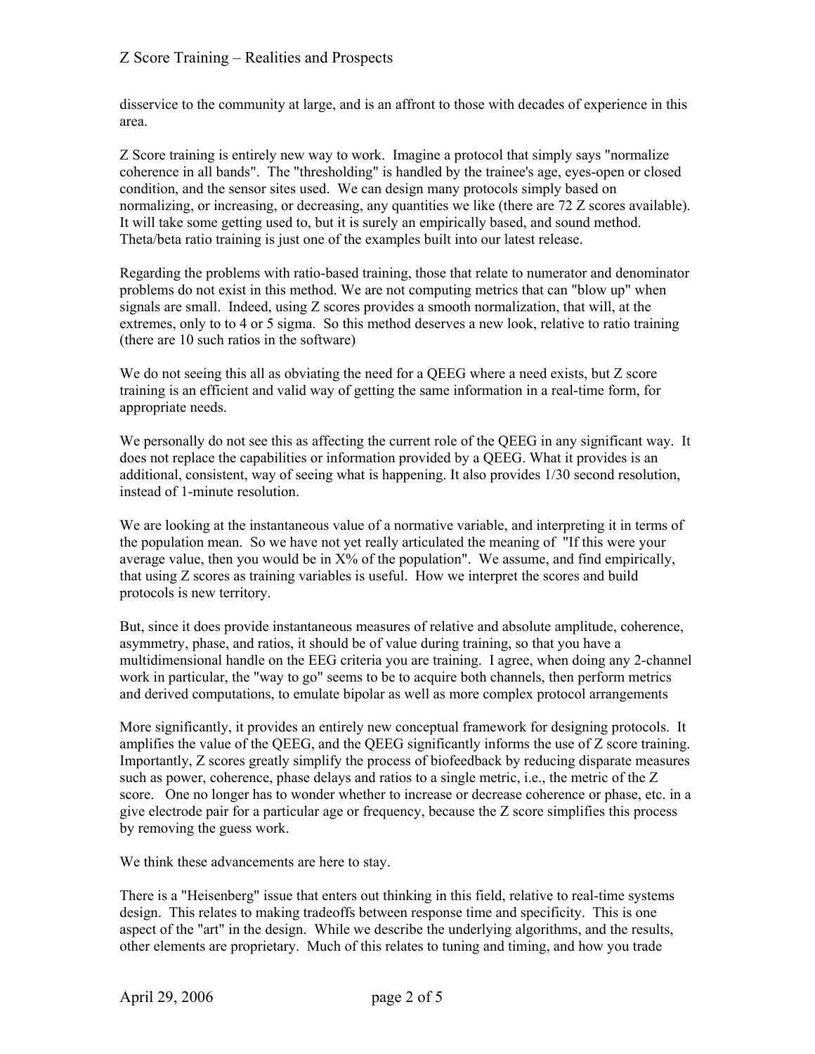disservice to the community at large, and is an affront to those with decades of experience in this area.

Z Score training is entirely new way to work. Imagine a protocol that simply says "normalize coherence in all bands". The "thresholding" is handled by the trainee's age, eyes-open or closed condition, and the sensor sites used. We can design many protocols simply based on normalizing, or increasing, or decreasing, any quantities we like (there are 72 Z scores available). It will take some getting used to, but it is surely an empirically based, and sound method. Theta/beta ratio training is just one of the examples built into our latest release.

Regarding the problems with ratio-based training, those that relate to numerator and denominator problems do not exist in this method. We are not computing metrics that can "blow up" when signals are small. Indeed, using Z scores provides a smooth normalization, that will, at the extremes, only to to 4 or 5 sigma. So this method deserves a new look, relative to ratio training (there are 10 such ratios in the software)

We do not seeing this all as obviating the need for a QEEG where a need exists, but Z score training is an efficient and valid way of getting the same information in a real-time form, for appropriate needs.

We personally do not see this as affecting the current role of the QEEG in any significant way. It does not replace the capabilities or information provided by a QEEG. What it provides is an additional, consistent, way of seeing what is happening. It also provides 1/30 second resolution, instead of 1-minute resolution.

We are looking at the instantaneous value of a normative variable, and interpreting it in terms of the population mean. So we have not yet really articulated the meaning of "If this were your average value, then you would be in X% of the population". We assume, and find empirically, that using Z scores as training variables is useful. How we interpret the scores and build protocols is new territory.

But, since it does provide instantaneous measures of relative and absolute amplitude, coherence, asymmetry, phase, and ratios, it should be of value during training, so that you have a multidimensional handle on the EEG criteria you are training. I agree, when doing any 2-channel work in particular, the "way to go" seems to be to acquire both channels, then perform metrics and derived computations, to emulate bipolar as well as more complex protocol arrangements

More significantly, it provides an entirely new conceptual framework for designing protocols. It amplifies the value of the QEEG, and the QEEG significantly informs the use of Z score training. Importantly, Z scores greatly simplify the process of biofeedback by reducing disparate measures such as power, coherence, phase delays and ratios to a single metric, i.e., the metric of the Z score. One no longer has to wonder whether to increase or decrease coherence or phase, etc. in a give electrode pair for a particular age or frequency, because the Z score simplifies this process by removing the guess work.

We think these advancements are here to stay.

There is a "Heisenberg" issue that enters out thinking in this field, relative to real-time systems design. This relates to making tradeoffs between response time and specificity. This is one aspect of the "art" in the design. While we describe the underlying algorithms, and the results, other elements are proprietary. Much of this relates to tuning and timing, and how you trade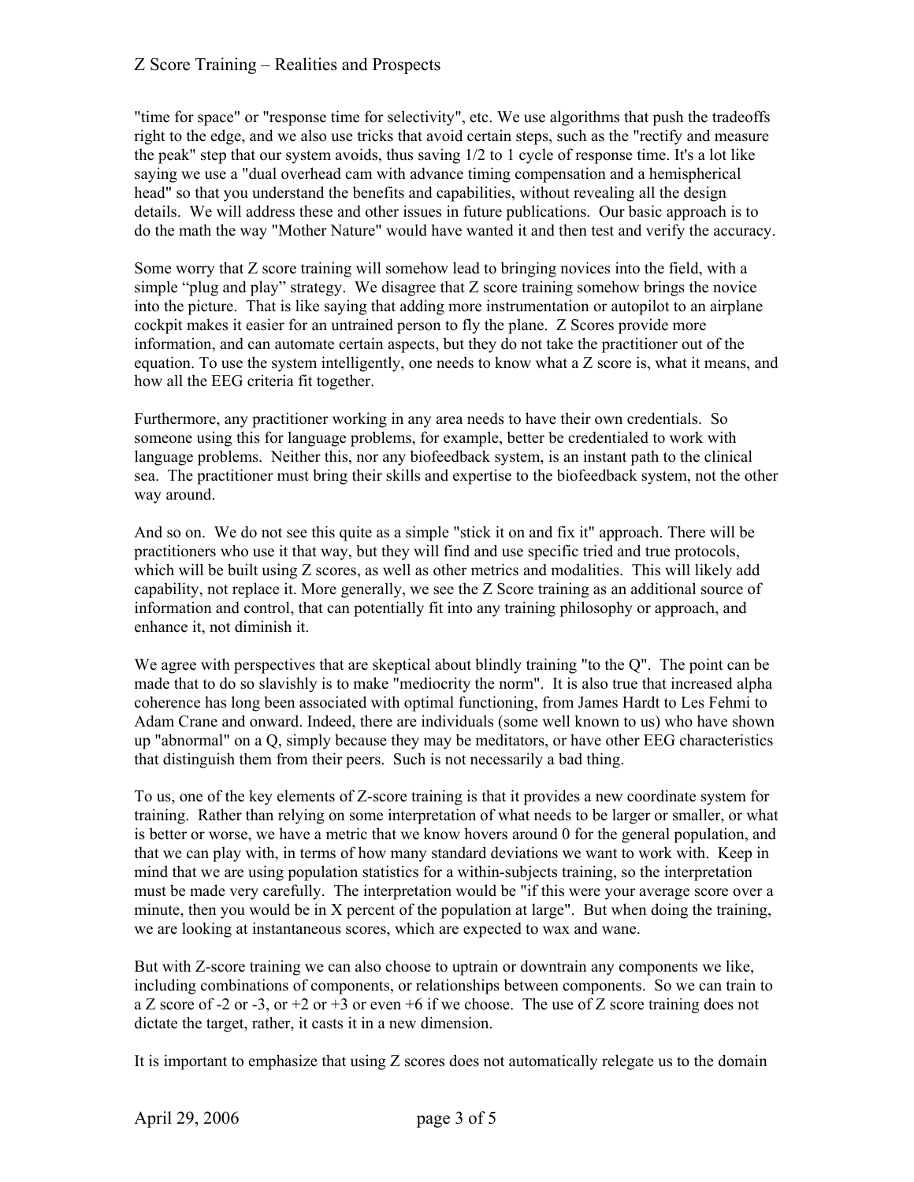"time for space" or "response time for selectivity", etc. We use algorithms that push the tradeoffs right to the edge, and we also use tricks that avoid certain steps, such as the "rectify and measure the peak" step that our system avoids, thus saving 1/2 to 1 cycle of response time. It's a lot like saying we use a "dual overhead cam with advance timing compensation and a hemispherical head" so that you understand the benefits and capabilities, without revealing all the design details. We will address these and other issues in future publications. Our basic approach is to do the math the way "Mother Nature" would have wanted it and then test and verify the accuracy.

Some worry that Z score training will somehow lead to bringing novices into the field, with a simple "plug and play" strategy. We disagree that Z score training somehow brings the novice into the picture. That is like saying that adding more instrumentation or autopilot to an airplane cockpit makes it easier for an untrained person to fly the plane. Z Scores provide more information, and can automate certain aspects, but they do not take the practitioner out of the equation. To use the system intelligently, one needs to know what a Z score is, what it means, and how all the EEG criteria fit together.

Furthermore, any practitioner working in any area needs to have their own credentials. So someone using this for language problems, for example, better be credentialed to work with language problems. Neither this, nor any biofeedback system, is an instant path to the clinical sea. The practitioner must bring their skills and expertise to the biofeedback system, not the other way around.

And so on. We do not see this quite as a simple "stick it on and fix it" approach. There will be practitioners who use it that way, but they will find and use specific tried and true protocols, which will be built using Z scores, as well as other metrics and modalities. This will likely add capability, not replace it. More generally, we see the Z Score training as an additional source of information and control, that can potentially fit into any training philosophy or approach, and enhance it, not diminish it.

We agree with perspectives that are skeptical about blindly training "to the Q". The point can be made that to do so slavishly is to make "mediocrity the norm". It is also true that increased alpha coherence has long been associated with optimal functioning, from James Hardt to Les Fehmi to Adam Crane and onward. Indeed, there are individuals (some well known to us) who have shown up "abnormal" on a Q, simply because they may be meditators, or have other EEG characteristics that distinguish them from their peers. Such is not necessarily a bad thing.

To us, one of the key elements of Z-score training is that it provides a new coordinate system for training. Rather than relying on some interpretation of what needs to be larger or smaller, or what is better or worse, we have a metric that we know hovers around 0 for the general population, and that we can play with, in terms of how many standard deviations we want to work with. Keep in mind that we are using population statistics for a within-subjects training, so the interpretation must be made very carefully. The interpretation would be "if this were your average score over a minute, then you would be in X percent of the population at large". But when doing the training, we are looking at instantaneous scores, which are expected to wax and wane.

But with Z-score training we can also choose to uptrain or downtrain any components we like, including combinations of components, or relationships between components. So we can train to a Z score of -2 or -3, or +2 or +3 or even +6 if we choose. The use of Z score training does not dictate the target, rather, it casts it in a new dimension.

It is important to emphasize that using Z scores does not automatically relegate us to the domain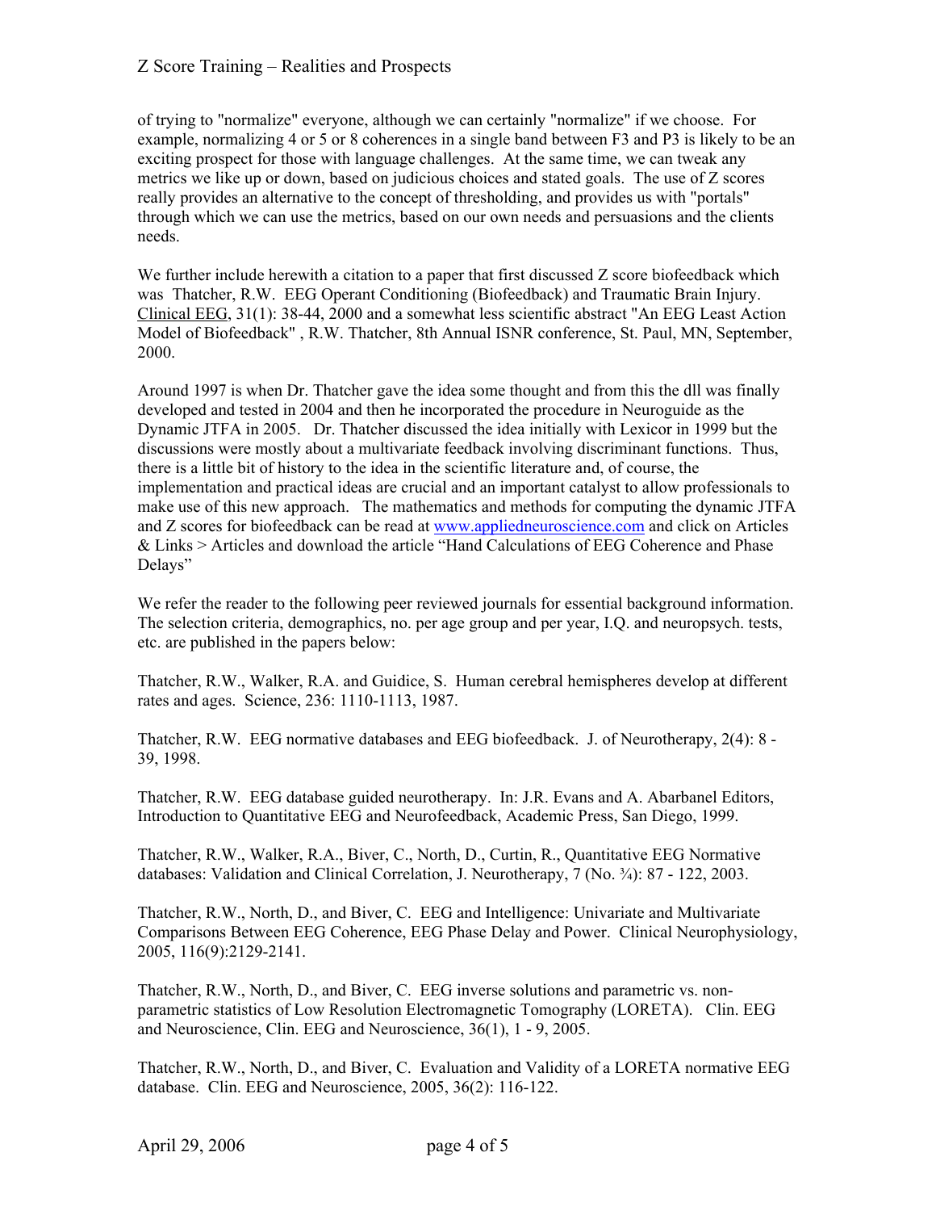of trying to "normalize" everyone, although we can certainly "normalize" if we choose. For example, normalizing 4 or 5 or 8 coherences in a single band between F3 and P3 is likely to be an exciting prospect for those with language challenges. At the same time, we can tweak any metrics we like up or down, based on judicious choices and stated goals. The use of Z scores really provides an alternative to the concept of thresholding, and provides us with "portals" through which we can use the metrics, based on our own needs and persuasions and the clients needs.

We further include herewith a citation to a paper that first discussed Z score biofeedback which was Thatcher, R.W. EEG Operant Conditioning (Biofeedback) and Traumatic Brain Injury. Clinical EEG, 31(1): 38-44, 2000 and a somewhat less scientific abstract "An EEG Least Action Model of Biofeedback" , R.W. Thatcher, 8th Annual ISNR conference, St. Paul, MN, September, 2000.

Around 1997 is when Dr. Thatcher gave the idea some thought and from this the dll was finally developed and tested in 2004 and then he incorporated the procedure in Neuroguide as the Dynamic JTFA in 2005. Dr. Thatcher discussed the idea initially with Lexicor in 1999 but the discussions were mostly about a multivariate feedback involving discriminant functions. Thus, there is a little bit of history to the idea in the scientific literature and, of course, the implementation and practical ideas are crucial and an important catalyst to allow professionals to make use of this new approach. The mathematics and methods for computing the dynamic JTFA and Z scores for biofeedback can be read at www.appliedneuroscience.com and click on Articles & Links > Articles and download the article "Hand Calculations of EEG Coherence and Phase Delays"

We refer the reader to the following peer reviewed journals for essential background information. The selection criteria, demographics, no. per age group and per year, I.Q. and neuropsych. tests, etc. are published in the papers below:

Thatcher, R.W., Walker, R.A. and Guidice, S. Human cerebral hemispheres develop at different rates and ages. Science, 236: 1110-1113, 1987.

Thatcher, R.W. EEG normative databases and EEG biofeedback. J. of Neurotherapy, 2(4): 8 - 39, 1998.

Thatcher, R.W. EEG database guided neurotherapy. In: J.R. Evans and A. Abarbanel Editors, Introduction to Quantitative EEG and Neurofeedback, Academic Press, San Diego, 1999.

Thatcher, R.W., Walker, R.A., Biver, C., North, D., Curtin, R., Quantitative EEG Normative databases: Validation and Clinical Correlation, J. Neurotherapy, 7 (No. ¾): 87 - 122, 2003.

Thatcher, R.W., North, D., and Biver, C. EEG and Intelligence: Univariate and Multivariate Comparisons Between EEG Coherence, EEG Phase Delay and Power. Clinical Neurophysiology, 2005, 116(9):2129-2141.

Thatcher, R.W., North, D., and Biver, C. EEG inverse solutions and parametric vs. non-parametric statistics of Low Resolution Electromagnetic Tomography (LORETA). Clin. EEG and Neuroscience, Clin. EEG and Neuroscience, 36(1), 1 - 9, 2005.

Thatcher, R.W., North, D., and Biver, C. Evaluation and Validity of a LORETA normative EEG database. Clin. EEG and Neuroscience, 2005, 36(2): 116-122.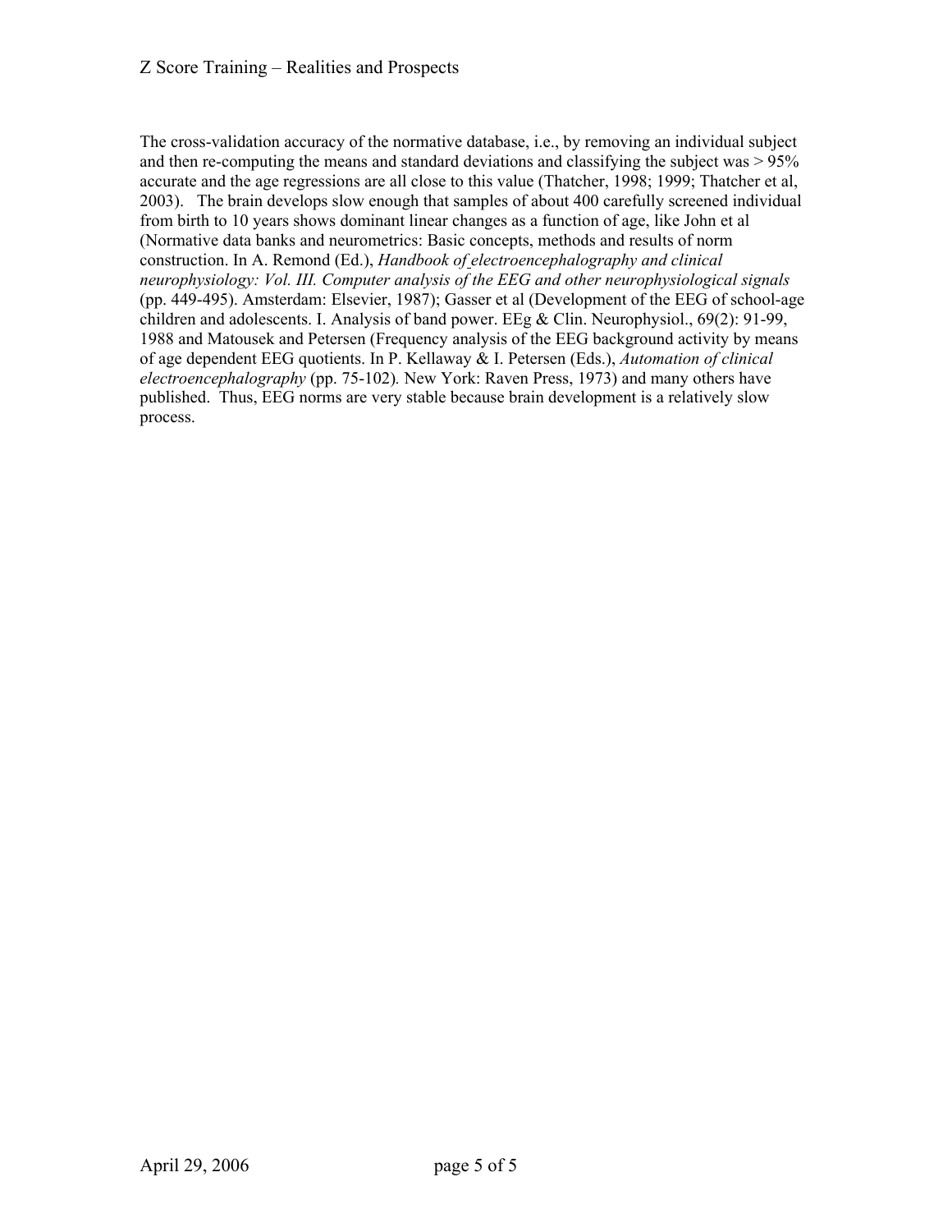The cross-validation accuracy of the normative database, i.e., by removing an individual subject and then re-computing the means and standard deviations and classifying the subject was > 95% accurate and the age regressions are all close to this value (Thatcher, 1998; 1999; Thatcher et al, 2003). The brain develops slow enough that samples of about 400 carefully screened individual from birth to 10 years shows dominant linear changes as a function of age, like John et al (Normative data banks and neurometrics: Basic concepts, methods and results of norm construction. In A. Remond (Ed.), *Handbook of electroencephalography and clinical neurophysiology: Vol. III. Computer analysis of the EEG and other neurophysiological signals* (pp. 449-495). Amsterdam: Elsevier, 1987); Gasser et al (Development of the EEG of school-age children and adolescents. I. Analysis of band power. EEg & Clin. Neurophysiol., 69(2): 91-99, 1988 and Matousek and Petersen (Frequency analysis of the EEG background activity by means of age dependent EEG quotients. In P. Kellaway & I. Petersen (Eds.), *Automation of clinical electroencephalography* (pp. 75-102). New York: Raven Press, 1973) and many others have published. Thus, EEG norms are very stable because brain development is a relatively slow process.